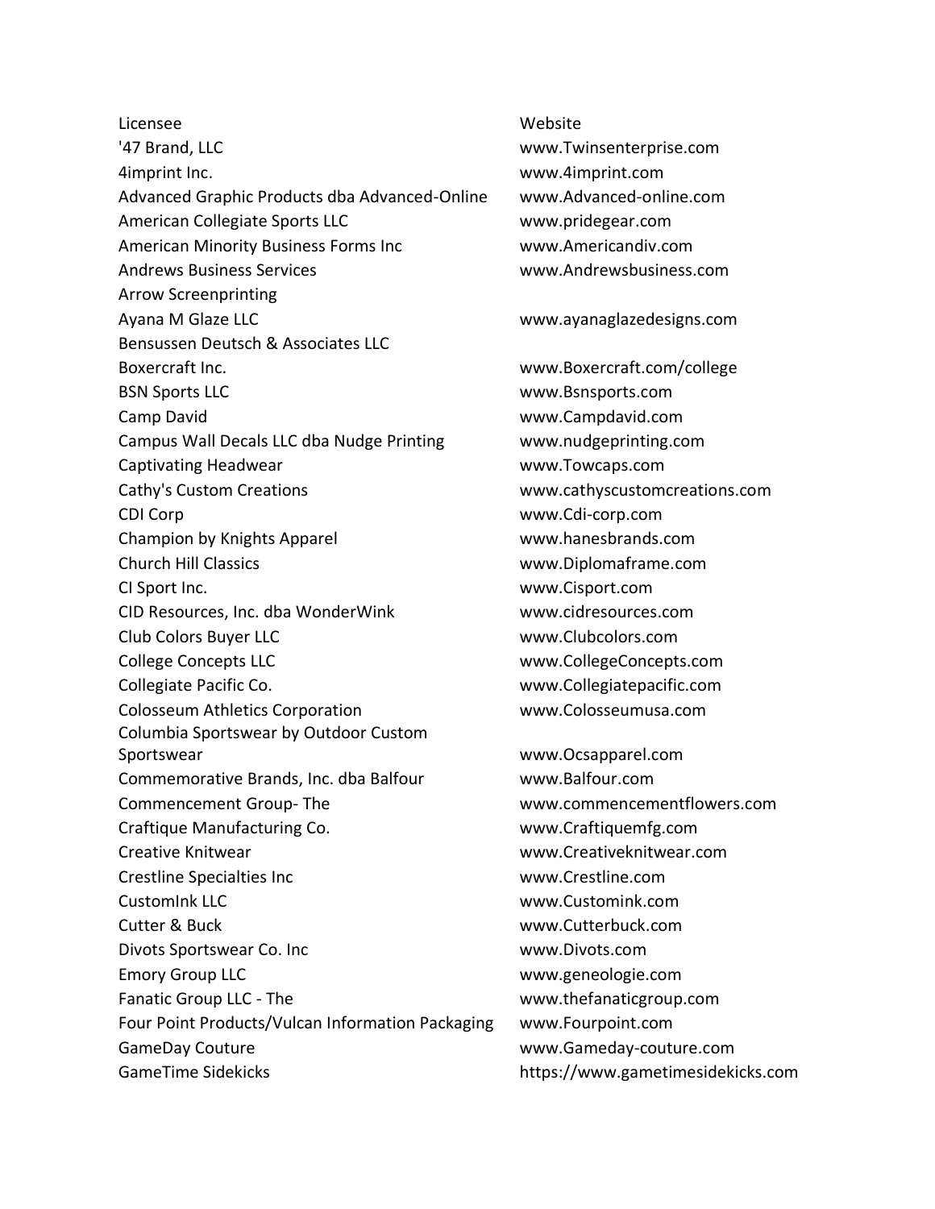| Licensee | Website |
| --- | --- |
| '47 Brand, LLC | www.Twinsenterprise.com |
| 4imprint Inc. | www.4imprint.com |
| Advanced Graphic Products dba Advanced-Online | www.Advanced-online.com |
| American Collegiate Sports LLC | www.pridegear.com |
| American Minority Business Forms Inc | www.Americandiv.com |
| Andrews Business Services | www.Andrewsbusiness.com |
| Arrow Screenprinting | |
| Ayana M Glaze LLC | www.ayanaglazedesigns.com |
| Bensussen Deutsch & Associates LLC | |
| Boxercraft Inc. | www.Boxercraft.com/college |
| BSN Sports LLC | www.Bsnsports.com |
| Camp David | www.Campdavid.com |
| Campus Wall Decals LLC dba Nudge Printing | www.nudgeprinting.com |
| Captivating Headwear | www.Towcaps.com |
| Cathy's Custom Creations | www.cathyscustomcreations.com |
| CDI Corp | www.Cdi-corp.com |
| Champion by Knights Apparel | www.hanesbrands.com |
| Church Hill Classics | www.Diplomaframe.com |
| CI Sport Inc. | www.Cisport.com |
| CID Resources, Inc. dba WonderWink | www.cidresources.com |
| Club Colors Buyer LLC | www.Clubcolors.com |
| College Concepts LLC | www.CollegeConcepts.com |
| Collegiate Pacific Co. | www.Collegiatepacific.com |
| Colosseum Athletics Corporation | www.Colosseumusa.com |
| Columbia Sportswear by Outdoor Custom Sportswear | www.Ocsapparel.com |
| Commemorative Brands, Inc. dba Balfour | www.Balfour.com |
| Commencement Group- The | www.commencementflowers.com |
| Craftique Manufacturing Co. | www.Craftiquemfg.com |
| Creative Knitwear | www.Creativeknitwear.com |
| Crestline Specialties Inc | www.Crestline.com |
| CustomInk LLC | www.Customink.com |
| Cutter & Buck | www.Cutterbuck.com |
| Divots Sportswear Co. Inc | www.Divots.com |
| Emory Group LLC | www.geneologie.com |
| Fanatic Group LLC - The | www.thefanaticgroup.com |
| Four Point Products/Vulcan Information Packaging | www.Fourpoint.com |
| GameDay Couture | www.Gameday-couture.com |
| GameTime Sidekicks | https://www.gametimesidekicks.com |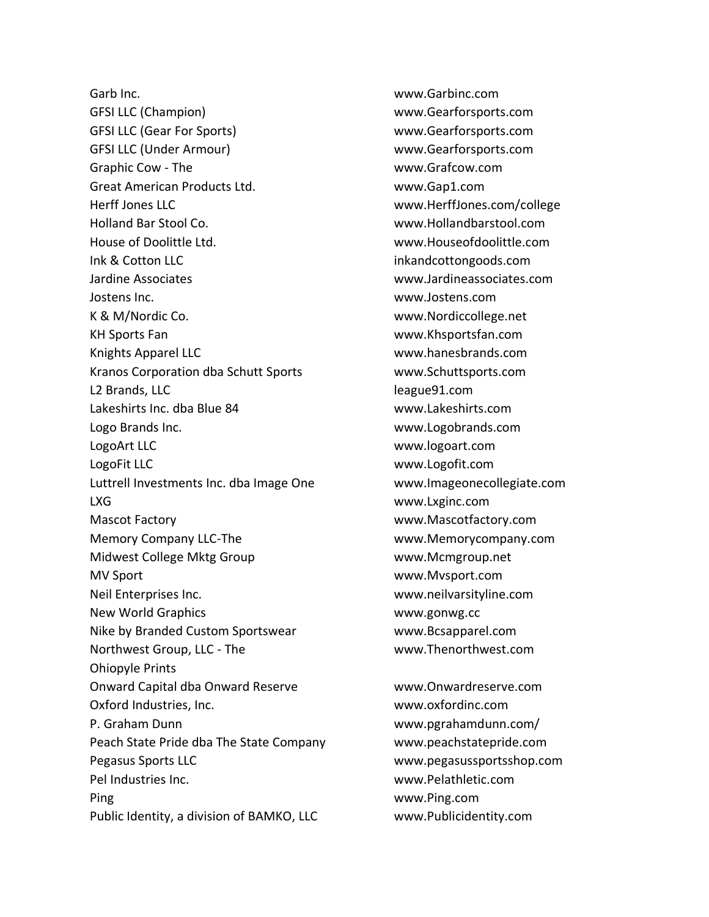| | |
|---|---|
| Garb Inc. | www.Garbinc.com |
| GFSI LLC (Champion) | www.Gearforsports.com |
| GFSI LLC (Gear For Sports) | www.Gearforsports.com |
| GFSI LLC (Under Armour) | www.Gearforsports.com |
| Graphic Cow - The | www.Grafcow.com |
| Great American Products Ltd. | www.Gap1.com |
| Herff Jones LLC | www.HerffJones.com/college |
| Holland Bar Stool Co. | www.Hollandbarstool.com |
| House of Doolittle Ltd. | www.Houseofdoolittle.com |
| Ink & Cotton LLC | inkandcottongoods.com |
| Jardine Associates | www.Jardineassociates.com |
| Jostens Inc. | www.Jostens.com |
| K & M/Nordic Co. | www.Nordiccollege.net |
| KH Sports Fan | www.Khsportsfan.com |
| Knights Apparel LLC | www.hanesbrands.com |
| Kranos Corporation dba Schutt Sports | www.Schuttsports.com |
| L2 Brands, LLC | league91.com |
| Lakeshirts Inc. dba Blue 84 | www.Lakeshirts.com |
| Logo Brands Inc. | www.Logobrands.com |
| LogoArt LLC | www.logoart.com |
| LogoFit LLC | www.Logofit.com |
| Luttrell Investments Inc. dba Image One | www.Imageonecollegiate.com |
| LXG | www.Lxginc.com |
| Mascot Factory | www.Mascotfactory.com |
| Memory Company LLC-The | www.Memorycompany.com |
| Midwest College Mktg Group | www.Mcmgroup.net |
| MV Sport | www.Mvsport.com |
| Neil Enterprises Inc. | www.neilvarsityline.com |
| New World Graphics | www.gonwg.cc |
| Nike by Branded Custom Sportswear | www.Bcsapparel.com |
| Northwest Group, LLC - The | www.Thenorthwest.com |
| Ohiopyle Prints | |
| Onward Capital dba Onward Reserve | www.Onwardreserve.com |
| Oxford Industries, Inc. | www.oxfordinc.com |
| P. Graham Dunn | www.pgrahamdunn.com/ |
| Peach State Pride dba The State Company | www.peachstatepride.com |
| Pegasus Sports LLC | www.pegasussportsshop.com |
| Pel Industries Inc. | www.Pelathletic.com |
| Ping | www.Ping.com |
| Public Identity, a division of BAMKO, LLC | www.Publicidentity.com |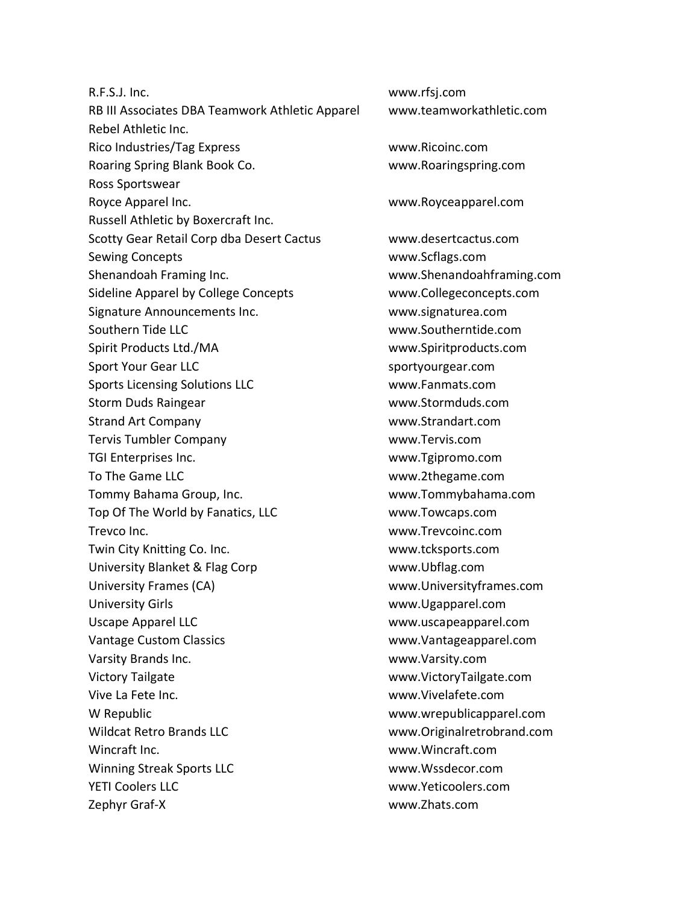| | |
|---|---|
| R.F.S.J. Inc. | www.rfsj.com |
| RB III Associates DBA Teamwork Athletic Apparel | www.teamworkathletic.com |
| Rebel Athletic Inc. | |
| Rico Industries/Tag Express | www.Ricoinc.com |
| Roaring Spring Blank Book Co. | www.Roaringspring.com |
| Ross Sportswear | |
| Royce Apparel Inc. | www.Royceapparel.com |
| Russell Athletic by Boxercraft Inc. | |
| Scotty Gear Retail Corp dba Desert Cactus | www.desertcactus.com |
| Sewing Concepts | www.Scflags.com |
| Shenandoah Framing Inc. | www.Shenandoahframing.com |
| Sideline Apparel by College Concepts | www.Collegeconcepts.com |
| Signature Announcements Inc. | www.signaturea.com |
| Southern Tide LLC | www.Southerntide.com |
| Spirit Products Ltd./MA | www.Spiritproducts.com |
| Sport Your Gear LLC | sportyourgear.com |
| Sports Licensing Solutions LLC | www.Fanmats.com |
| Storm Duds Raingear | www.Stormduds.com |
| Strand Art Company | www.Strandart.com |
| Tervis Tumbler Company | www.Tervis.com |
| TGI Enterprises Inc. | www.Tgipromo.com |
| To The Game LLC | www.2thegame.com |
| Tommy Bahama Group, Inc. | www.Tommybahama.com |
| Top Of The World by Fanatics, LLC | www.Towcaps.com |
| Trevco Inc. | www.Trevcoinc.com |
| Twin City Knitting Co. Inc. | www.tcksports.com |
| University Blanket & Flag Corp | www.Ubflag.com |
| University Frames (CA) | www.Universityframes.com |
| University Girls | www.Ugapparel.com |
| Uscape Apparel LLC | www.uscapeapparel.com |
| Vantage Custom Classics | www.Vantageapparel.com |
| Varsity Brands Inc. | www.Varsity.com |
| Victory Tailgate | www.VictoryTailgate.com |
| Vive La Fete Inc. | www.Vivelafete.com |
| W Republic | www.wrepublicapparel.com |
| Wildcat Retro Brands LLC | www.Originalretrobrand.com |
| Wincraft Inc. | www.Wincraft.com |
| Winning Streak Sports LLC | www.Wssdecor.com |
| YETI Coolers LLC | www.Yeticoolers.com |
| Zephyr Graf-X | www.Zhats.com |